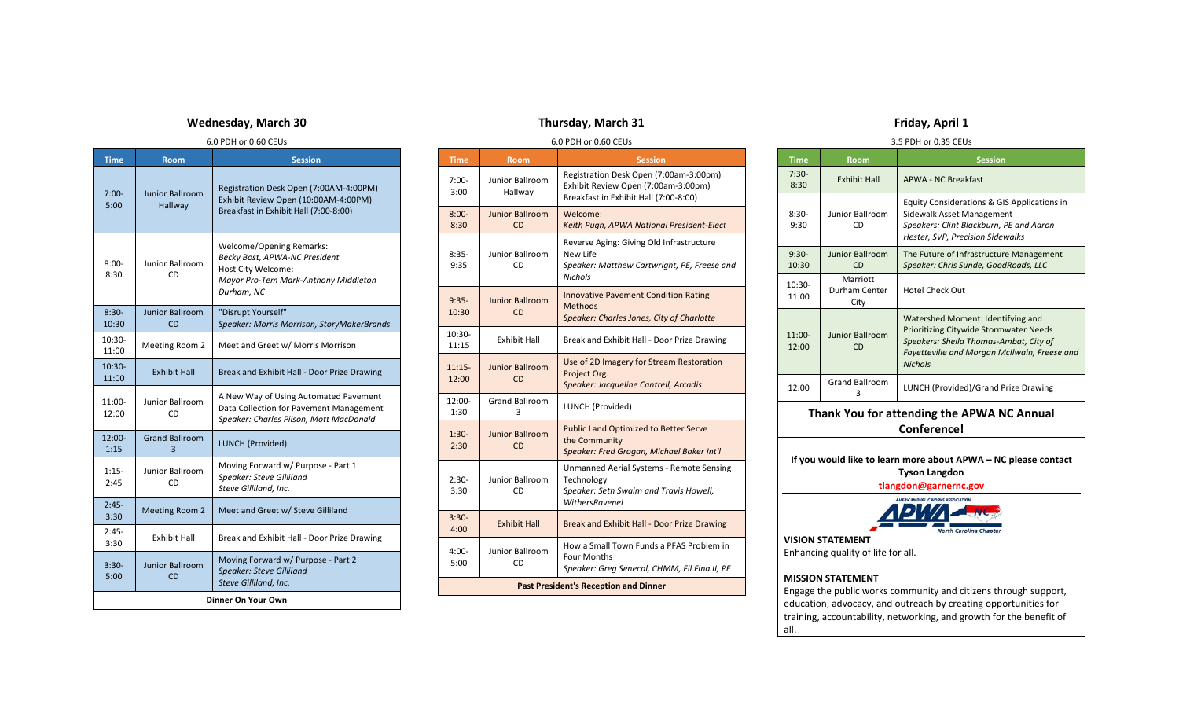## Wednesday, March 30

6.0 PDH or 0.60 CEUs

| Time | Room | Session |
|---|---|---|
| 7:00-5:00 | Junior Ballroom Hallway | Registration Desk Open (7:00AM-4:00PM) Exhibit Review Open (10:00AM-4:00PM) Breakfast in Exhibit Hall (7:00-8:00) |
| 8:00-8:30 | Junior Ballroom CD | Welcome/Opening Remarks: *Becky Bost, APWA-NC President* Host City Welcome: *Mayor Pro-Tem Mark-Anthony Middleton Durham, NC* |
| 8:30-10:30 | Junior Ballroom CD | "Disrupt Yourself" *Speaker: Morris Morrison, StoryMakerBrands* |
| 10:30-11:00 | Meeting Room 2 | Meet and Greet w/ Morris Morrison |
| 10:30-11:00 | Exhibit Hall | Break and Exhibit Hall - Door Prize Drawing |
| 11:00-12:00 | Junior Ballroom CD | A New Way of Using Automated Pavement Data Collection for Pavement Management *Speaker: Charles Pilson, Mott MacDonald* |
| 12:00-1:15 | Grand Ballroom 3 | LUNCH (Provided) |
| 1:15-2:45 | Junior Ballroom CD | Moving Forward w/ Purpose - Part 1 *Speaker: Steve Gilliland Steve Gilliland, Inc.* |
| 2:45-3:30 | Meeting Room 2 | Meet and Greet w/ Steve Gilliland |
| 2:45-3:30 | Exhibit Hall | Break and Exhibit Hall - Door Prize Drawing |
| 3:30-5:00 | Junior Ballroom CD | Moving Forward w/ Purpose - Part 2 *Speaker: Steve Gilliland Steve Gilliland, Inc.* |
| **Dinner On Your Own** | | |

## Thursday, March 31

6.0 PDH or 0.60 CEUs

| Time | Room | Session |
|---|---|---|
| 7:00-3:00 | Junior Ballroom Hallway | Registration Desk Open (7:00am-3:00pm) Exhibit Review Open (7:00am-3:00pm) Breakfast in Exhibit Hall (7:00-8:00) |
| 8:00-8:30 | Junior Ballroom CD | Welcome: *Keith Pugh, APWA National President-Elect* |
| 8:35-9:35 | Junior Ballroom CD | Reverse Aging: Giving Old Infrastructure New Life *Speaker: Matthew Cartwright, PE, Freese and Nichols* |
| 9:35-10:30 | Junior Ballroom CD | Innovative Pavement Condition Rating Methods *Speaker: Charles Jones, City of Charlotte* |
| 10:30-11:15 | Exhibit Hall | Break and Exhibit Hall - Door Prize Drawing |
| 11:15-12:00 | Junior Ballroom CD | Use of 2D Imagery for Stream Restoration Project Org. *Speaker: Jacqueline Cantrell, Arcadis* |
| 12:00-1:30 | Grand Ballroom 3 | LUNCH (Provided) |
| 1:30-2:30 | Junior Ballroom CD | Public Land Optimized to Better Serve the Community *Speaker: Fred Grogan, Michael Baker Int'l* |
| 2:30-3:30 | Junior Ballroom CD | Unmanned Aerial Systems - Remote Sensing Technology *Speaker: Seth Swaim and Travis Howell, WithersRavenel* |
| 3:30-4:00 | Exhibit Hall | Break and Exhibit Hall - Door Prize Drawing |
| 4:00-5:00 | Junior Ballroom CD | How a Small Town Funds a PFAS Problem in Four Months *Speaker: Greg Senecal, CHMM, Fil Fina II, PE* |
| **Past President's Reception and Dinner** | | |

## Friday, April 1

3.5 PDH or 0.35 CEUs

| Time | Room | Session |
|---|---|---|
| 7:30-8:30 | Exhibit Hall | APWA - NC Breakfast |
| 8:30-9:30 | Junior Ballroom CD | Equity Considerations & GIS Applications in Sidewalk Asset Management *Speakers: Clint Blackburn, PE and Aaron Hester, SVP, Precision Sidewalks* |
| 9:30-10:30 | Junior Ballroom CD | The Future of Infrastructure Management *Speaker: Chris Sunde, GoodRoads, LLC* |
| 10:30-11:00 | Marriott Durham Center City | Hotel Check Out |
| 11:00-12:00 | Junior Ballroom CD | Watershed Moment: Identifying and Prioritizing Citywide Stormwater Needs *Speakers: Sheila Thomas-Ambat, City of Fayetteville and Morgan McIlwain, Freese and Nichols* |
| 12:00 | Grand Ballroom 3 | LUNCH (Provided)/Grand Prize Drawing |

### Thank You for attending the APWA NC Annual Conference!

**If you would like to learn more about APWA – NC please contact Tyson Langdon**
**tlangdon@garnernc.gov**

AMERICAN PUBLIC WORKS ASSOCIATION APWA NC North Carolina Chapter

**VISION STATEMENT**
Enhancing quality of life for all.

**MISSION STATEMENT**
Engage the public works community and citizens through support, education, advocacy, and outreach by creating opportunities for training, accountability, networking, and growth for the benefit of all.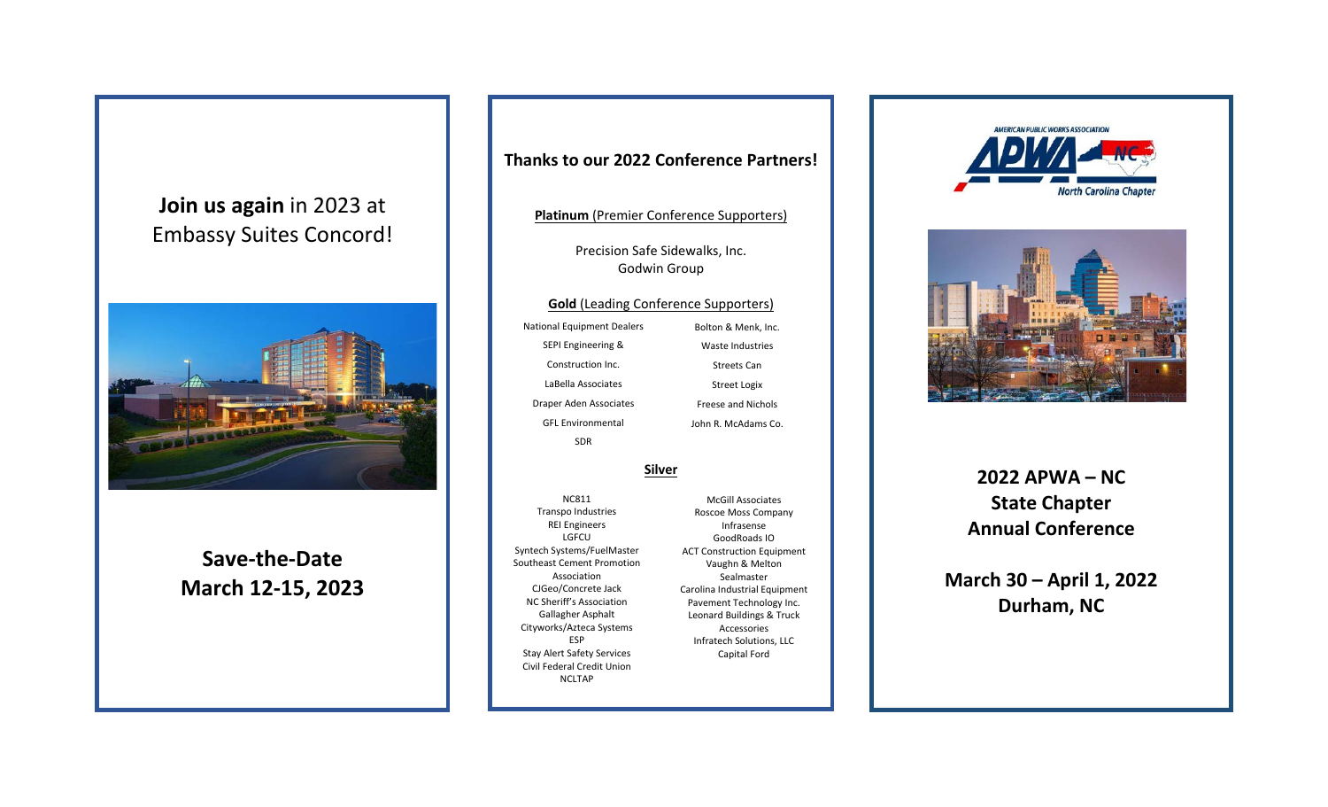**Join us again** in 2023 at Embassy Suites Concord!

## Save-the-Date
## March 12-15, 2023

## Thanks to our 2022 Conference Partners!

**Platinum** (Premier Conference Supporters)

Precision Safe Sidewalks, Inc.
Godwin Group

**Gold** (Leading Conference Supporters)

National Equipment Dealers
SEPI Engineering & Construction Inc.
LaBella Associates
Draper Aden Associates
GFL Environmental
SDR
Bolton & Menk, Inc.
Waste Industries
Streets Can
Street Logix
Freese and Nichols
John R. McAdams Co.

**Silver**

NC811
Transpo Industries
REI Engineers
LGFCU
Syntech Systems/FuelMaster
Southeast Cement Promotion Association
CJGeo/Concrete Jack
NC Sheriff's Association
Gallagher Asphalt
Cityworks/Azteca Systems
ESP
Stay Alert Safety Services
Civil Federal Credit Union
NCLTAP
McGill Associates
Roscoe Moss Company
Infrasense
GoodRoads IO
ACT Construction Equipment
Vaughn & Melton
Sealmaster
Carolina Industrial Equipment
Pavement Technology Inc.
Leonard Buildings & Truck Accessories
Infratech Solutions, LLC
Capital Ford

AMERICAN PUBLIC WORKS ASSOCIATION
APWA NC
North Carolina Chapter

## 2022 APWA – NC State Chapter Annual Conference

## March 30 – April 1, 2022
## Durham, NC